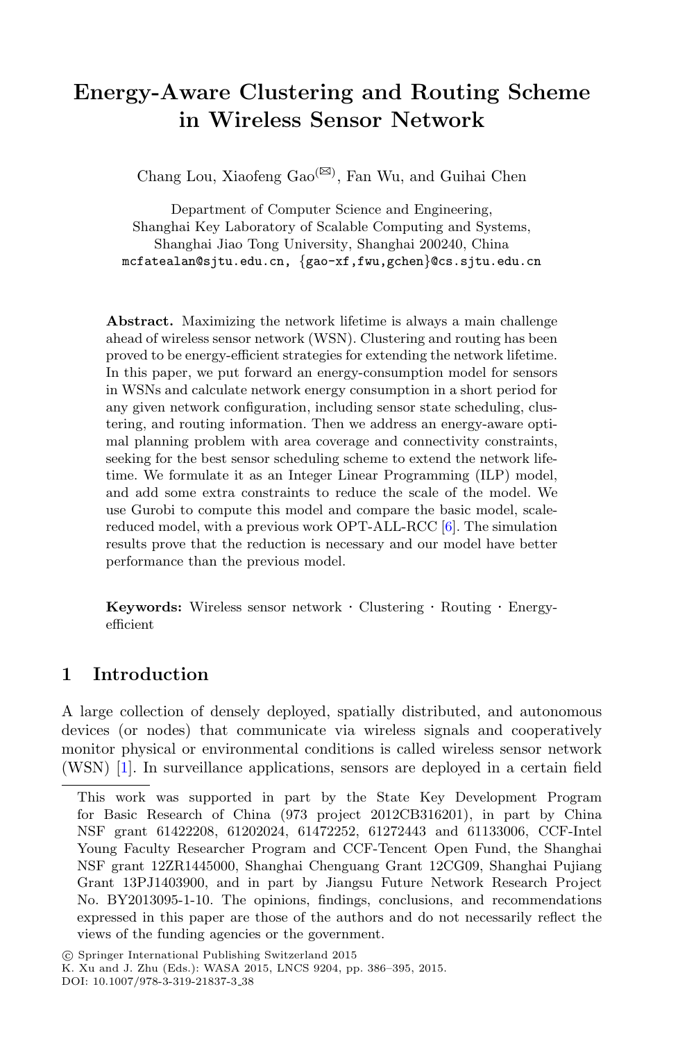# Energy-Aware Clustering and Routing Scheme in Wireless Sensor Network

Chang Lou, Xiaofeng Gao(✉), Fan Wu, and Guihai Chen

Department of Computer Science and Engineering,
Shanghai Key Laboratory of Scalable Computing and Systems,
Shanghai Jiao Tong University, Shanghai 200240, China
mcfatealan@sjtu.edu.cn, {gao-xf,fwu,gchen}@cs.sjtu.edu.cn

**Abstract.** Maximizing the network lifetime is always a main challenge ahead of wireless sensor network (WSN). Clustering and routing has been proved to be energy-efficient strategies for extending the network lifetime. In this paper, we put forward an energy-consumption model for sensors in WSNs and calculate network energy consumption in a short period for any given network configuration, including sensor state scheduling, clustering, and routing information. Then we address an energy-aware optimal planning problem with area coverage and connectivity constraints, seeking for the best sensor scheduling scheme to extend the network lifetime. We formulate it as an Integer Linear Programming (ILP) model, and add some extra constraints to reduce the scale of the model. We use Gurobi to compute this model and compare the basic model, scale-reduced model, with a previous work OPT-ALL-RCC [6]. The simulation results prove that the reduction is necessary and our model have better performance than the previous model.

**Keywords:** Wireless sensor network · Clustering · Routing · Energy-efficient

## 1 Introduction

A large collection of densely deployed, spatially distributed, and autonomous devices (or nodes) that communicate via wireless signals and cooperatively monitor physical or environmental conditions is called wireless sensor network (WSN) [1]. In surveillance applications, sensors are deployed in a certain field

This work was supported in part by the State Key Development Program for Basic Research of China (973 project 2012CB316201), in part by China NSF grant 61422208, 61202024, 61472252, 61272443 and 61133006, CCF-Intel Young Faculty Researcher Program and CCF-Tencent Open Fund, the Shanghai NSF grant 12ZR1445000, Shanghai Chenguang Grant 12CG09, Shanghai Pujiang Grant 13PJ1403900, and in part by Jiangsu Future Network Research Project No. BY2013095-1-10. The opinions, findings, conclusions, and recommendations expressed in this paper are those of the authors and do not necessarily reflect the views of the funding agencies or the government.

© Springer International Publishing Switzerland 2015
K. Xu and J. Zhu (Eds.): WASA 2015, LNCS 9204, pp. 386–395, 2015.
DOI: 10.1007/978-3-319-21837-3_38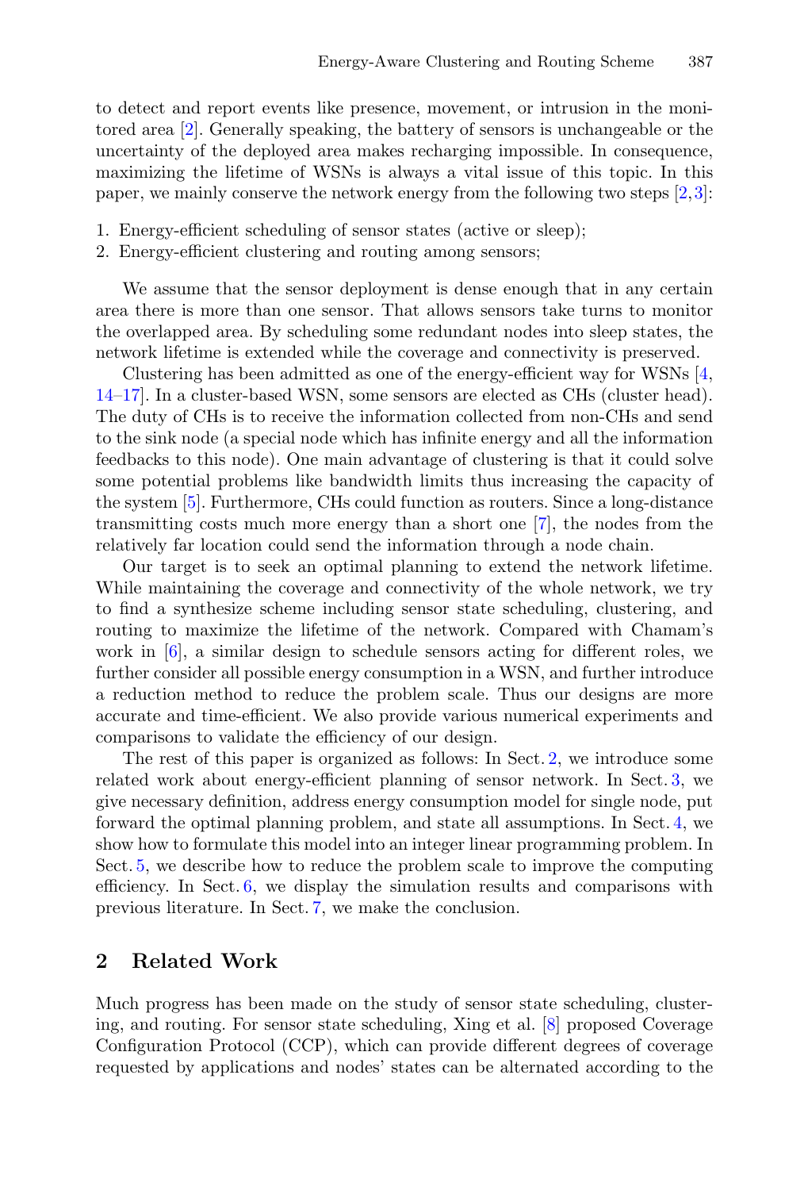to detect and report events like presence, movement, or intrusion in the monitored area [2]. Generally speaking, the battery of sensors is unchangeable or the uncertainty of the deployed area makes recharging impossible. In consequence, maximizing the lifetime of WSNs is always a vital issue of this topic. In this paper, we mainly conserve the network energy from the following two steps [2,3]:

1. Energy-efficient scheduling of sensor states (active or sleep);
2. Energy-efficient clustering and routing among sensors;

We assume that the sensor deployment is dense enough that in any certain area there is more than one sensor. That allows sensors take turns to monitor the overlapped area. By scheduling some redundant nodes into sleep states, the network lifetime is extended while the coverage and connectivity is preserved.

Clustering has been admitted as one of the energy-efficient way for WSNs [4, 14–17]. In a cluster-based WSN, some sensors are elected as CHs (cluster head). The duty of CHs is to receive the information collected from non-CHs and send to the sink node (a special node which has infinite energy and all the information feedbacks to this node). One main advantage of clustering is that it could solve some potential problems like bandwidth limits thus increasing the capacity of the system [5]. Furthermore, CHs could function as routers. Since a long-distance transmitting costs much more energy than a short one [7], the nodes from the relatively far location could send the information through a node chain.

Our target is to seek an optimal planning to extend the network lifetime. While maintaining the coverage and connectivity of the whole network, we try to find a synthesize scheme including sensor state scheduling, clustering, and routing to maximize the lifetime of the network. Compared with Chamam's work in [6], a similar design to schedule sensors acting for different roles, we further consider all possible energy consumption in a WSN, and further introduce a reduction method to reduce the problem scale. Thus our designs are more accurate and time-efficient. We also provide various numerical experiments and comparisons to validate the efficiency of our design.

The rest of this paper is organized as follows: In Sect. 2, we introduce some related work about energy-efficient planning of sensor network. In Sect. 3, we give necessary definition, address energy consumption model for single node, put forward the optimal planning problem, and state all assumptions. In Sect. 4, we show how to formulate this model into an integer linear programming problem. In Sect. 5, we describe how to reduce the problem scale to improve the computing efficiency. In Sect. 6, we display the simulation results and comparisons with previous literature. In Sect. 7, we make the conclusion.

## 2 Related Work

Much progress has been made on the study of sensor state scheduling, clustering, and routing. For sensor state scheduling, Xing et al. [8] proposed Coverage Configuration Protocol (CCP), which can provide different degrees of coverage requested by applications and nodes' states can be alternated according to the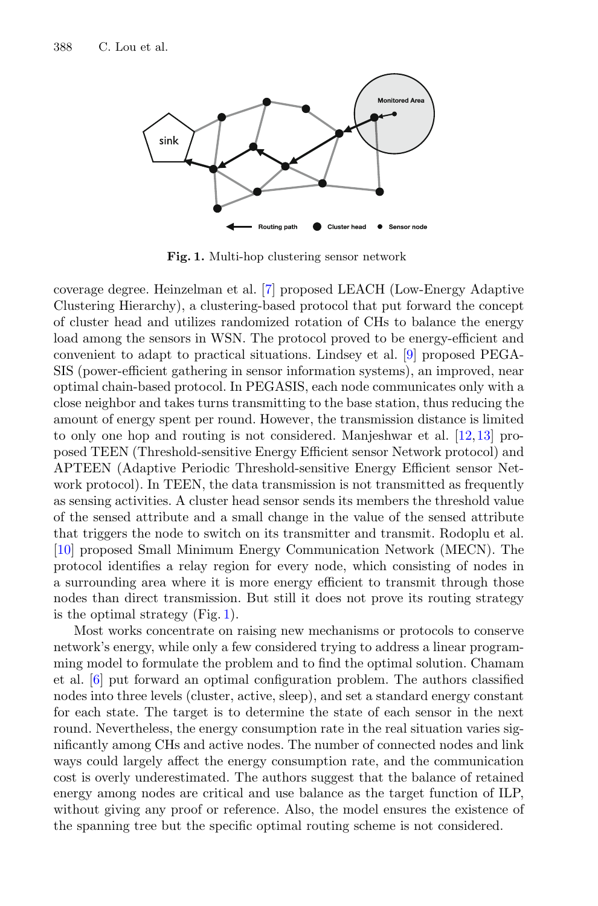Fig. 1. Multi-hop clustering sensor network

coverage degree. Heinzelman et al. [7] proposed LEACH (Low-Energy Adaptive Clustering Hierarchy), a clustering-based protocol that put forward the concept of cluster head and utilizes randomized rotation of CHs to balance the energy load among the sensors in WSN. The protocol proved to be energy-efficient and convenient to adapt to practical situations. Lindsey et al. [9] proposed PEGASIS (power-efficient gathering in sensor information systems), an improved, near optimal chain-based protocol. In PEGASIS, each node communicates only with a close neighbor and takes turns transmitting to the base station, thus reducing the amount of energy spent per round. However, the transmission distance is limited to only one hop and routing is not considered. Manjeshwar et al. [12,13] proposed TEEN (Threshold-sensitive Energy Efficient sensor Network protocol) and APTEEN (Adaptive Periodic Threshold-sensitive Energy Efficient sensor Network protocol). In TEEN, the data transmission is not transmitted as frequently as sensing activities. A cluster head sensor sends its members the threshold value of the sensed attribute and a small change in the value of the sensed attribute that triggers the node to switch on its transmitter and transmit. Rodoplu et al. [10] proposed Small Minimum Energy Communication Network (MECN). The protocol identifies a relay region for every node, which consisting of nodes in a surrounding area where it is more energy efficient to transmit through those nodes than direct transmission. But still it does not prove its routing strategy is the optimal strategy (Fig. 1).

Most works concentrate on raising new mechanisms or protocols to conserve network's energy, while only a few considered trying to address a linear programming model to formulate the problem and to find the optimal solution. Chamam et al. [6] put forward an optimal configuration problem. The authors classified nodes into three levels (cluster, active, sleep), and set a standard energy constant for each state. The target is to determine the state of each sensor in the next round. Nevertheless, the energy consumption rate in the real situation varies significantly among CHs and active nodes. The number of connected nodes and link ways could largely affect the energy consumption rate, and the communication cost is overly underestimated. The authors suggest that the balance of retained energy among nodes are critical and use balance as the target function of ILP, without giving any proof or reference. Also, the model ensures the existence of the spanning tree but the specific optimal routing scheme is not considered.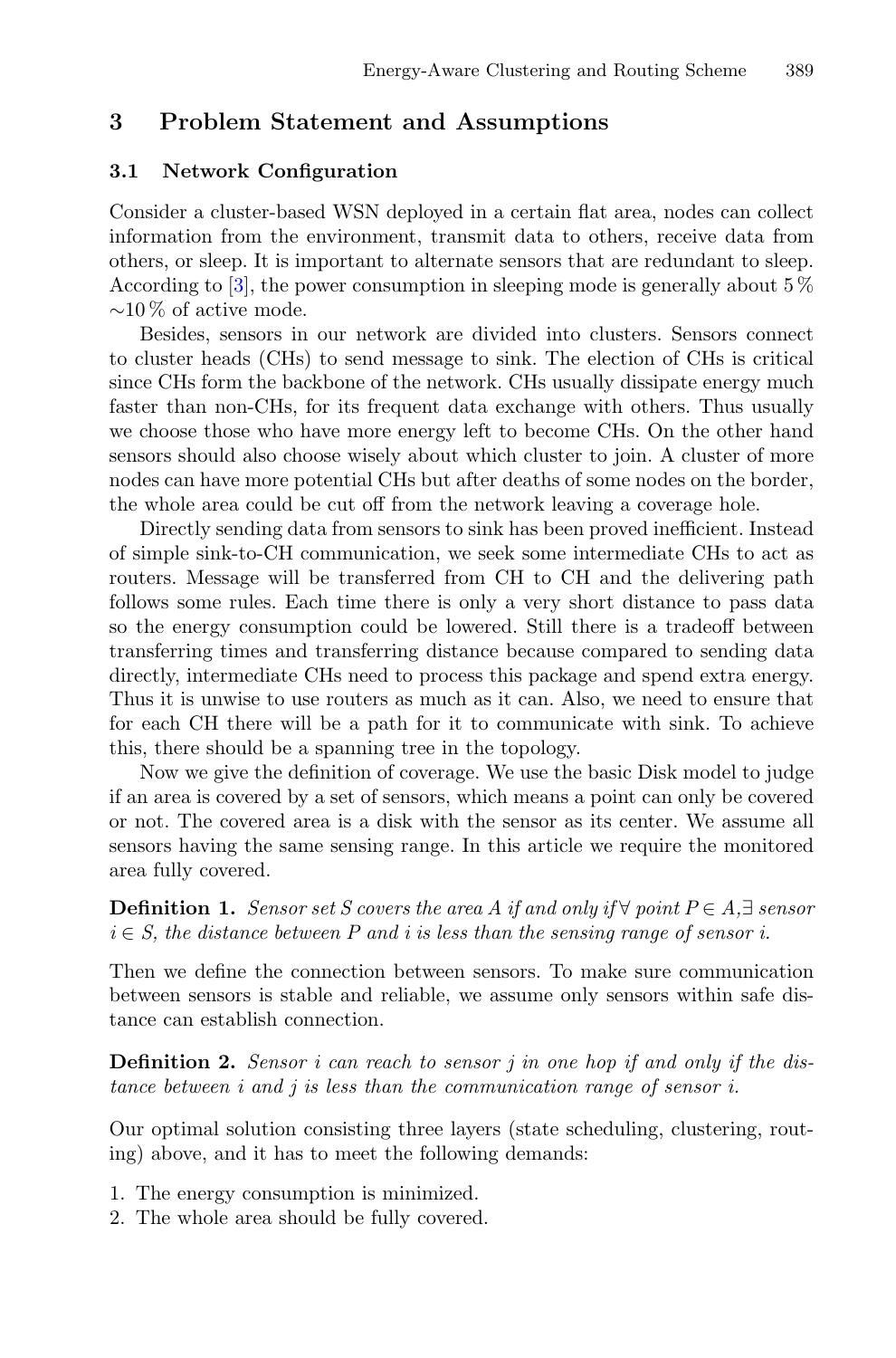## 3 Problem Statement and Assumptions

### 3.1 Network Configuration

Consider a cluster-based WSN deployed in a certain flat area, nodes can collect information from the environment, transmit data to others, receive data from others, or sleep. It is important to alternate sensors that are redundant to sleep. According to [3], the power consumption in sleeping mode is generally about 5 % ∼10 % of active mode.

Besides, sensors in our network are divided into clusters. Sensors connect to cluster heads (CHs) to send message to sink. The election of CHs is critical since CHs form the backbone of the network. CHs usually dissipate energy much faster than non-CHs, for its frequent data exchange with others. Thus usually we choose those who have more energy left to become CHs. On the other hand sensors should also choose wisely about which cluster to join. A cluster of more nodes can have more potential CHs but after deaths of some nodes on the border, the whole area could be cut off from the network leaving a coverage hole.

Directly sending data from sensors to sink has been proved inefficient. Instead of simple sink-to-CH communication, we seek some intermediate CHs to act as routers. Message will be transferred from CH to CH and the delivering path follows some rules. Each time there is only a very short distance to pass data so the energy consumption could be lowered. Still there is a tradeoff between transferring times and transferring distance because compared to sending data directly, intermediate CHs need to process this package and spend extra energy. Thus it is unwise to use routers as much as it can. Also, we need to ensure that for each CH there will be a path for it to communicate with sink. To achieve this, there should be a spanning tree in the topology.

Now we give the definition of coverage. We use the basic Disk model to judge if an area is covered by a set of sensors, which means a point can only be covered or not. The covered area is a disk with the sensor as its center. We assume all sensors having the same sensing range. In this article we require the monitored area fully covered.

**Definition 1.** *Sensor set $S$ covers the area $A$ if and only if $\forall$ point $P \in A, \exists$ sensor $i \in S$, the distance between $P$ and $i$ is less than the sensing range of sensor $i$.*

Then we define the connection between sensors. To make sure communication between sensors is stable and reliable, we assume only sensors within safe distance can establish connection.

**Definition 2.** *Sensor $i$ can reach to sensor $j$ in one hop if and only if the distance between $i$ and $j$ is less than the communication range of sensor $i$.*

Our optimal solution consisting three layers (state scheduling, clustering, routing) above, and it has to meet the following demands:

1. The energy consumption is minimized.
2. The whole area should be fully covered.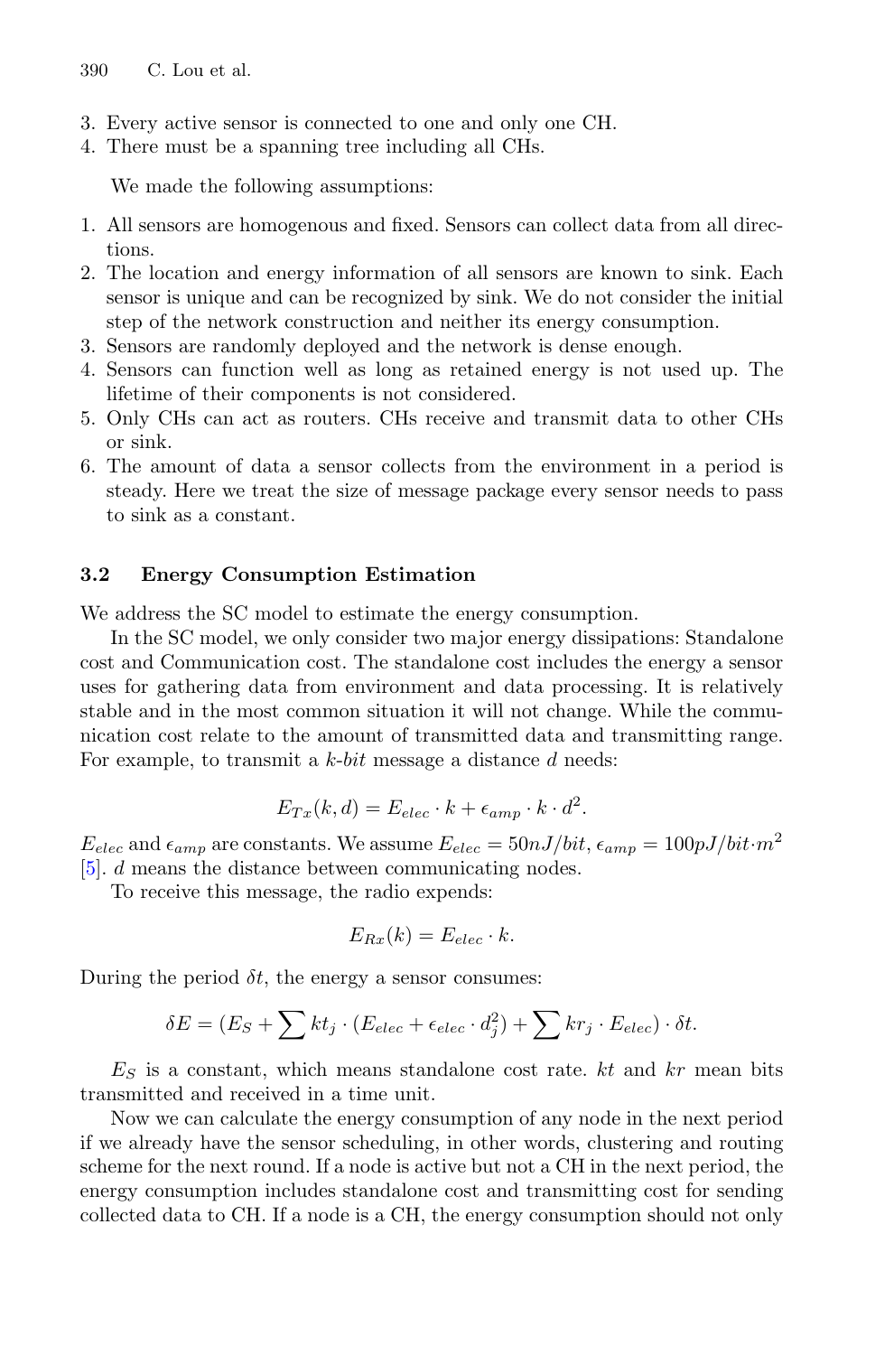3. Every active sensor is connected to one and only one CH.
4. There must be a spanning tree including all CHs.

We made the following assumptions:

1. All sensors are homogenous and fixed. Sensors can collect data from all directions.
2. The location and energy information of all sensors are known to sink. Each sensor is unique and can be recognized by sink. We do not consider the initial step of the network construction and neither its energy consumption.
3. Sensors are randomly deployed and the network is dense enough.
4. Sensors can function well as long as retained energy is not used up. The lifetime of their components is not considered.
5. Only CHs can act as routers. CHs receive and transmit data to other CHs or sink.
6. The amount of data a sensor collects from the environment in a period is steady. Here we treat the size of message package every sensor needs to pass to sink as a constant.

### 3.2 Energy Consumption Estimation

We address the SC model to estimate the energy consumption.

In the SC model, we only consider two major energy dissipations: Standalone cost and Communication cost. The standalone cost includes the energy a sensor uses for gathering data from environment and data processing. It is relatively stable and in the most common situation it will not change. While the communication cost relate to the amount of transmitted data and transmitting range. For example, to transmit a *k-bit* message a distance $d$ needs:

$$E_{Tx}(k, d) = E_{elec} \cdot k + \epsilon_{amp} \cdot k \cdot d^2.$$

$E_{elec}$ and $\epsilon_{amp}$ are constants. We assume $E_{elec} = 50nJ/bit$, $\epsilon_{amp} = 100pJ/bit{\cdot}m^2$ [5]. $d$ means the distance between communicating nodes.

To receive this message, the radio expends:

$$E_{Rx}(k) = E_{elec} \cdot k.$$

During the period $\delta t$, the energy a sensor consumes:

$$\delta E = (E_S + \sum kt_j \cdot (E_{elec} + \epsilon_{elec} \cdot d_j^2) + \sum kr_j \cdot E_{elec}) \cdot \delta t.$$

$E_S$ is a constant, which means standalone cost rate. $kt$ and $kr$ mean bits transmitted and received in a time unit.

Now we can calculate the energy consumption of any node in the next period if we already have the sensor scheduling, in other words, clustering and routing scheme for the next round. If a node is active but not a CH in the next period, the energy consumption includes standalone cost and transmitting cost for sending collected data to CH. If a node is a CH, the energy consumption should not only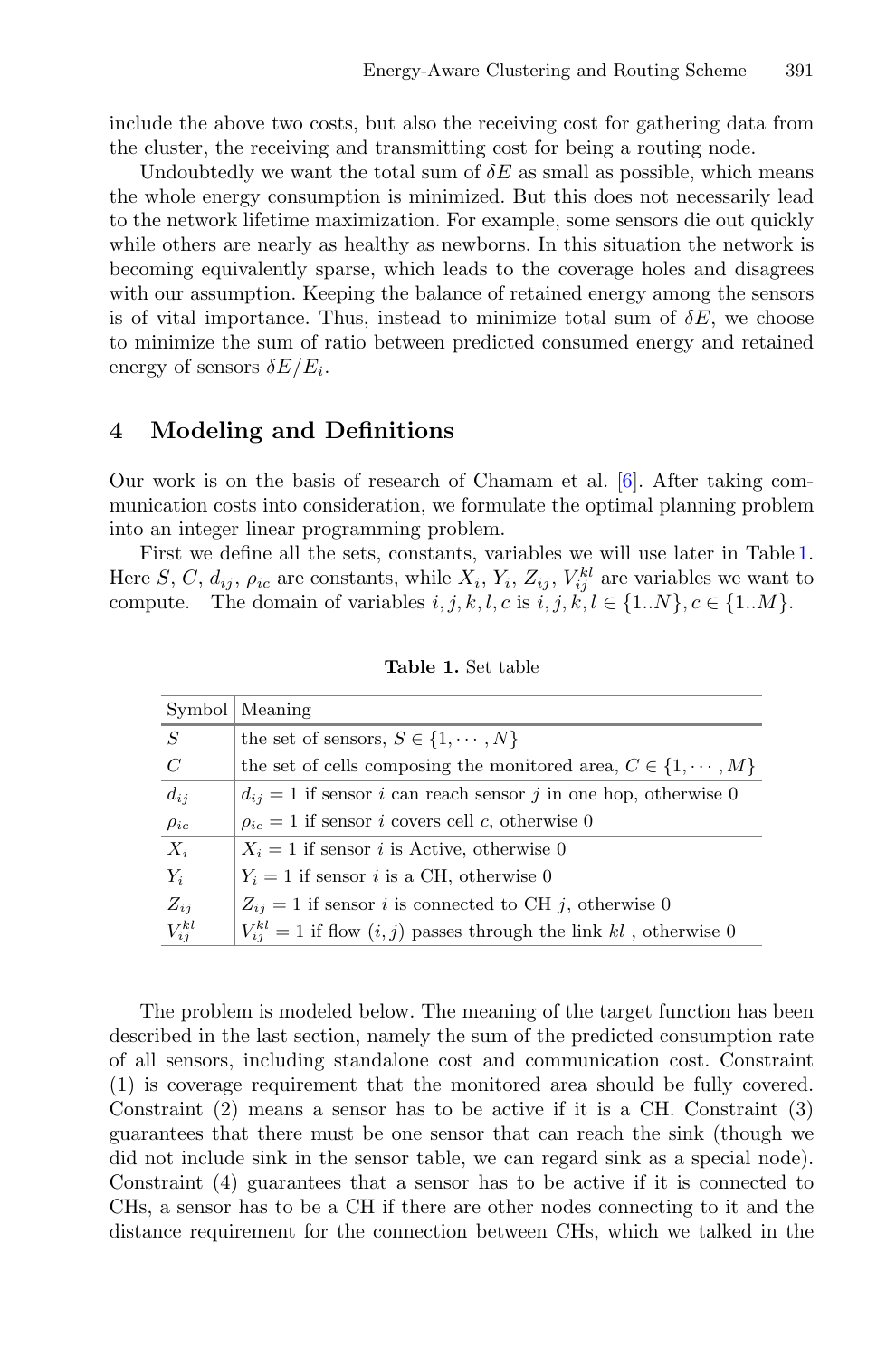include the above two costs, but also the receiving cost for gathering data from the cluster, the receiving and transmitting cost for being a routing node.

Undoubtedly we want the total sum of $\delta E$ as small as possible, which means the whole energy consumption is minimized. But this does not necessarily lead to the network lifetime maximization. For example, some sensors die out quickly while others are nearly as healthy as newborns. In this situation the network is becoming equivalently sparse, which leads to the coverage holes and disagrees with our assumption. Keeping the balance of retained energy among the sensors is of vital importance. Thus, instead to minimize total sum of $\delta E$, we choose to minimize the sum of ratio between predicted consumed energy and retained energy of sensors $\delta E/E_i$.

## 4 Modeling and Definitions

Our work is on the basis of research of Chamam et al. [6]. After taking communication costs into consideration, we formulate the optimal planning problem into an integer linear programming problem.

First we define all the sets, constants, variables we will use later in Table 1. Here $S$, $C$, $d_{ij}$, $\rho_{ic}$ are constants, while $X_i$, $Y_i$, $Z_{ij}$, $V_{ij}^{kl}$ are variables we want to compute. The domain of variables $i, j, k, l, c$ is $i, j, k, l \in \{1..N\}, c \in \{1..M\}$.

**Table 1.** Set table

| Symbol | Meaning |
|---|---|
| $S$ | the set of sensors, $S \in \{1, \cdots, N\}$ |
| $C$ | the set of cells composing the monitored area, $C \in \{1, \cdots, M\}$ |
| $d_{ij}$ | $d_{ij} = 1$ if sensor $i$ can reach sensor $j$ in one hop, otherwise 0 |
| $\rho_{ic}$ | $\rho_{ic} = 1$ if sensor $i$ covers cell $c$, otherwise 0 |
| $X_i$ | $X_i = 1$ if sensor $i$ is Active, otherwise 0 |
| $Y_i$ | $Y_i = 1$ if sensor $i$ is a CH, otherwise 0 |
| $Z_{ij}$ | $Z_{ij} = 1$ if sensor $i$ is connected to CH $j$, otherwise 0 |
| $V_{ij}^{kl}$ | $V_{ij}^{kl} = 1$ if flow $(i, j)$ passes through the link $kl$ , otherwise 0 |

The problem is modeled below. The meaning of the target function has been described in the last section, namely the sum of the predicted consumption rate of all sensors, including standalone cost and communication cost. Constraint (1) is coverage requirement that the monitored area should be fully covered. Constraint (2) means a sensor has to be active if it is a CH. Constraint (3) guarantees that there must be one sensor that can reach the sink (though we did not include sink in the sensor table, we can regard sink as a special node). Constraint (4) guarantees that a sensor has to be active if it is connected to CHs, a sensor has to be a CH if there are other nodes connecting to it and the distance requirement for the connection between CHs, which we talked in the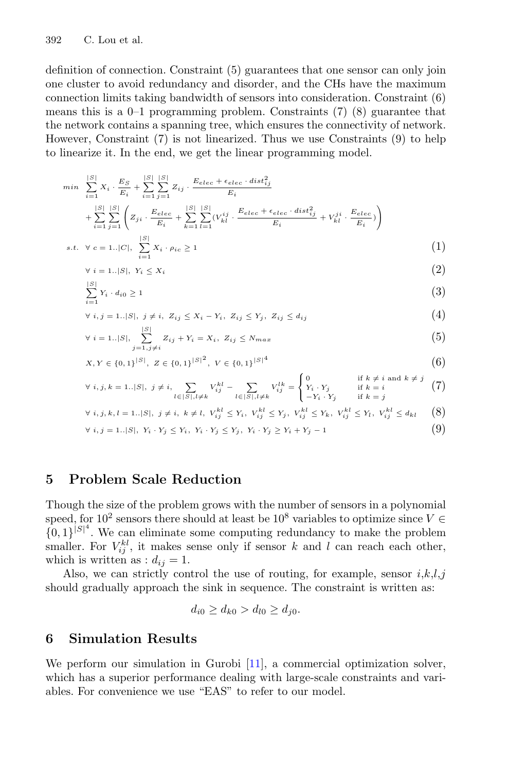definition of connection. Constraint (5) guarantees that one sensor can only join one cluster to avoid redundancy and disorder, and the CHs have the maximum connection limits taking bandwidth of sensors into consideration. Constraint (6) means this is a 0–1 programming problem. Constraints (7) (8) guarantee that the network contains a spanning tree, which ensures the connectivity of network. However, Constraint (7) is not linearized. Thus we use Constraints (9) to help to linearize it. In the end, we get the linear programming model.

$$
\begin{aligned}
min \quad & \sum_{i=1}^{|S|} X_i \cdot \frac{E_S}{E_i} + \sum_{i=1}^{|S|}\sum_{j=1}^{|S|} Z_{ij} \cdot \frac{E_{elec} + \epsilon_{elec} \cdot dist_{ij}^2}{E_i} \\
& + \sum_{i=1}^{|S|}\sum_{j=1}^{|S|} \left( Z_{ji} \cdot \frac{E_{elec}}{E_i} + \sum_{k=1}^{|S|}\sum_{l=1}^{|S|} (V_{kl}^{ij} \cdot \frac{E_{elec} + \epsilon_{elec} \cdot dist_{ij}^2}{E_i} + V_{kl}^{ji} \cdot \frac{E_{elec}}{E_i}) \right)
\end{aligned}
$$

$$
s.t. \quad \forall\ c = 1..|C|,\ \sum_{i=1}^{|S|} X_i \cdot \rho_{ic} \geq 1 \tag{1}
$$

$$
\forall\ i = 1..|S|,\ Y_i \leq X_i \tag{2}
$$

$$
\sum_{i=1}^{|S|} Y_i \cdot d_{i0} \geq 1 \tag{3}
$$

$$
\forall\ i, j = 1..|S|,\ j \neq i,\ Z_{ij} \leq X_i - Y_i,\ Z_{ij} \leq Y_j,\ Z_{ij} \leq d_{ij} \tag{4}
$$

$$
\forall\ i = 1..|S|,\ \sum_{j=1, j\neq i}^{|S|} Z_{ij} + Y_i = X_i,\ Z_{ij} \leq N_{max} \tag{5}
$$

$$
X, Y \in \{0,1\}^{|S|},\ Z \in \{0,1\}^{|S|^2},\ V \in \{0,1\}^{|S|^4} \tag{6}
$$

$$
\forall\ i, j, k = 1..|S|,\ j \neq i,\ \sum_{l \in |S|, l \neq k} V_{ij}^{kl} - \sum_{l \in |S|, l \neq k} V_{ij}^{lk} = \begin{cases} 0 & \text{if } k \neq i \text{ and } k \neq j \\ Y_i \cdot Y_j & \text{if } k = i \\ -Y_i \cdot Y_j & \text{if } k = j \end{cases} \tag{7}
$$

$$
\forall\ i, j, k, l = 1..|S|,\ j \neq i,\ k \neq l,\ V_{ij}^{kl} \leq Y_i,\ V_{ij}^{kl} \leq Y_j,\ V_{ij}^{kl} \leq Y_k,\ V_{ij}^{kl} \leq Y_l,\ V_{ij}^{kl} \leq d_{kl} \tag{8}
$$

$$
\forall\ i, j = 1..|S|,\ Y_i \cdot Y_j \leq Y_i,\ Y_i \cdot Y_j \leq Y_j,\ Y_i \cdot Y_j \geq Y_i + Y_j - 1 \tag{9}
$$

## 5 Problem Scale Reduction

Though the size of the problem grows with the number of sensors in a polynomial speed, for $10^2$ sensors there should at least be $10^8$ variables to optimize since $V \in \{0,1\}^{|S|^4}$. We can eliminate some computing redundancy to make the problem smaller. For $V_{ij}^{kl}$, it makes sense only if sensor $k$ and $l$ can reach each other, which is written as : $d_{ij} = 1$.

Also, we can strictly control the use of routing, for example, sensor $i$,$k$,$l$,$j$ should gradually approach the sink in sequence. The constraint is written as:

$$
d_{i0} \geq d_{k0} > d_{l0} \geq d_{j0}.
$$

## 6 Simulation Results

We perform our simulation in Gurobi [11], a commercial optimization solver, which has a superior performance dealing with large-scale constraints and variables. For convenience we use "EAS" to refer to our model.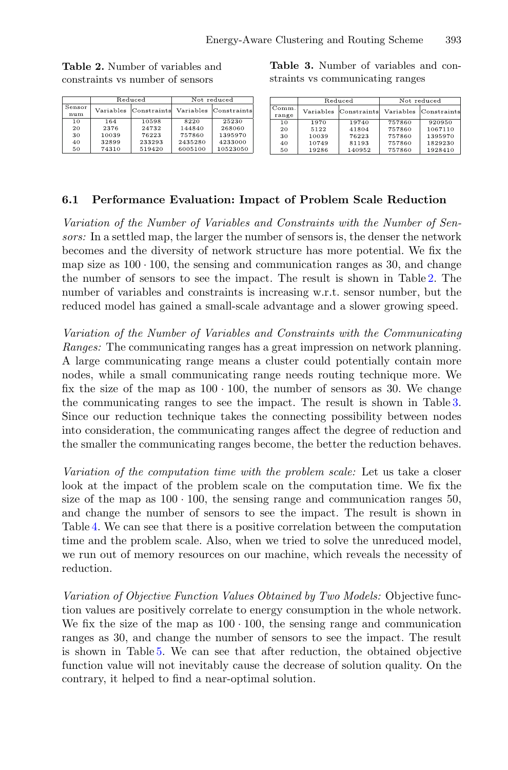**Table 2.** Number of variables and constraints vs number of sensors

| Sensor num | Reduced | | Not reduced | |
|---|---|---|---|---|
| | Variables | Constraints | Variables | Constraints |
| 10 | 164 | 10598 | 8220 | 25230 |
| 20 | 2376 | 24732 | 144840 | 268060 |
| 30 | 10039 | 76223 | 757860 | 1395970 |
| 40 | 32899 | 233293 | 2435280 | 4233000 |
| 50 | 74310 | 519420 | 6005100 | 10523050 |

**Table 3.** Number of variables and constraints vs communicating ranges

| Comm. range | Reduced | | Not reduced | |
|---|---|---|---|---|
| | Variables | Constraints | Variables | Constraints |
| 10 | 1970 | 19740 | 757860 | 920950 |
| 20 | 5122 | 41804 | 757860 | 1067110 |
| 30 | 10039 | 76223 | 757860 | 1395970 |
| 40 | 10749 | 81193 | 757860 | 1829230 |
| 50 | 19286 | 140952 | 757860 | 1928410 |

### 6.1 Performance Evaluation: Impact of Problem Scale Reduction

*Variation of the Number of Variables and Constraints with the Number of Sensors:* In a settled map, the larger the number of sensors is, the denser the network becomes and the diversity of network structure has more potential. We fix the map size as $100 \cdot 100$, the sensing and communication ranges as 30, and change the number of sensors to see the impact. The result is shown in Table 2. The number of variables and constraints is increasing w.r.t. sensor number, but the reduced model has gained a small-scale advantage and a slower growing speed.

*Variation of the Number of Variables and Constraints with the Communicating Ranges:* The communicating ranges has a great impression on network planning. A large communicating range means a cluster could potentially contain more nodes, while a small communicating range needs routing technique more. We fix the size of the map as $100 \cdot 100$, the number of sensors as 30. We change the communicating ranges to see the impact. The result is shown in Table 3. Since our reduction technique takes the connecting possibility between nodes into consideration, the communicating ranges affect the degree of reduction and the smaller the communicating ranges become, the better the reduction behaves.

*Variation of the computation time with the problem scale:* Let us take a closer look at the impact of the problem scale on the computation time. We fix the size of the map as $100 \cdot 100$, the sensing range and communication ranges 50, and change the number of sensors to see the impact. The result is shown in Table 4. We can see that there is a positive correlation between the computation time and the problem scale. Also, when we tried to solve the unreduced model, we run out of memory resources on our machine, which reveals the necessity of reduction.

*Variation of Objective Function Values Obtained by Two Models:* Objective function values are positively correlate to energy consumption in the whole network. We fix the size of the map as $100 \cdot 100$, the sensing range and communication ranges as 30, and change the number of sensors to see the impact. The result is shown in Table 5. We can see that after reduction, the obtained objective function value will not inevitably cause the decrease of solution quality. On the contrary, it helped to find a near-optimal solution.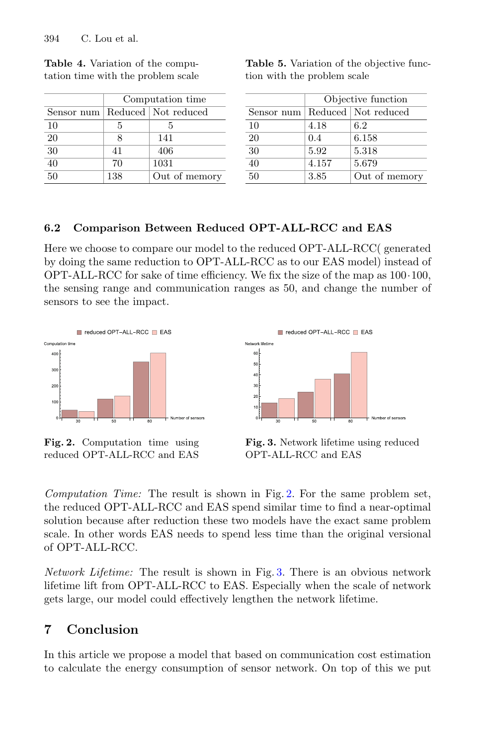**Table 4.** Variation of the computation time with the problem scale

| | Computation time | |
|---|---|---|
| Sensor num | Reduced | Not reduced |
| 10 | 5 | 5 |
| 20 | 8 | 141 |
| 30 | 41 | 406 |
| 40 | 70 | 1031 |
| 50 | 138 | Out of memory |

**Table 5.** Variation of the objective function with the problem scale

| | Objective function | |
|---|---|---|
| Sensor num | Reduced | Not reduced |
| 10 | 4.18 | 6.2 |
| 20 | 0.4 | 6.158 |
| 30 | 5.92 | 5.318 |
| 40 | 4.157 | 5.679 |
| 50 | 3.85 | Out of memory |

### 6.2 Comparison Between Reduced OPT-ALL-RCC and EAS

Here we choose to compare our model to the reduced OPT-ALL-RCC( generated by doing the same reduction to OPT-ALL-RCC as to our EAS model) instead of OPT-ALL-RCC for sake of time efficiency. We fix the size of the map as $100 \cdot 100$, the sensing range and communication ranges as 50, and change the number of sensors to see the impact.

**Fig. 2.** Computation time using reduced OPT-ALL-RCC and EAS

**Fig. 3.** Network lifetime using reduced OPT-ALL-RCC and EAS

*Computation Time:* The result is shown in Fig. 2. For the same problem set, the reduced OPT-ALL-RCC and EAS spend similar time to find a near-optimal solution because after reduction these two models have the exact same problem scale. In other words EAS needs to spend less time than the original versional of OPT-ALL-RCC.

*Network Lifetime:* The result is shown in Fig. 3. There is an obvious network lifetime lift from OPT-ALL-RCC to EAS. Especially when the scale of network gets large, our model could effectively lengthen the network lifetime.

## 7 Conclusion

In this article we propose a model that based on communication cost estimation to calculate the energy consumption of sensor network. On top of this we put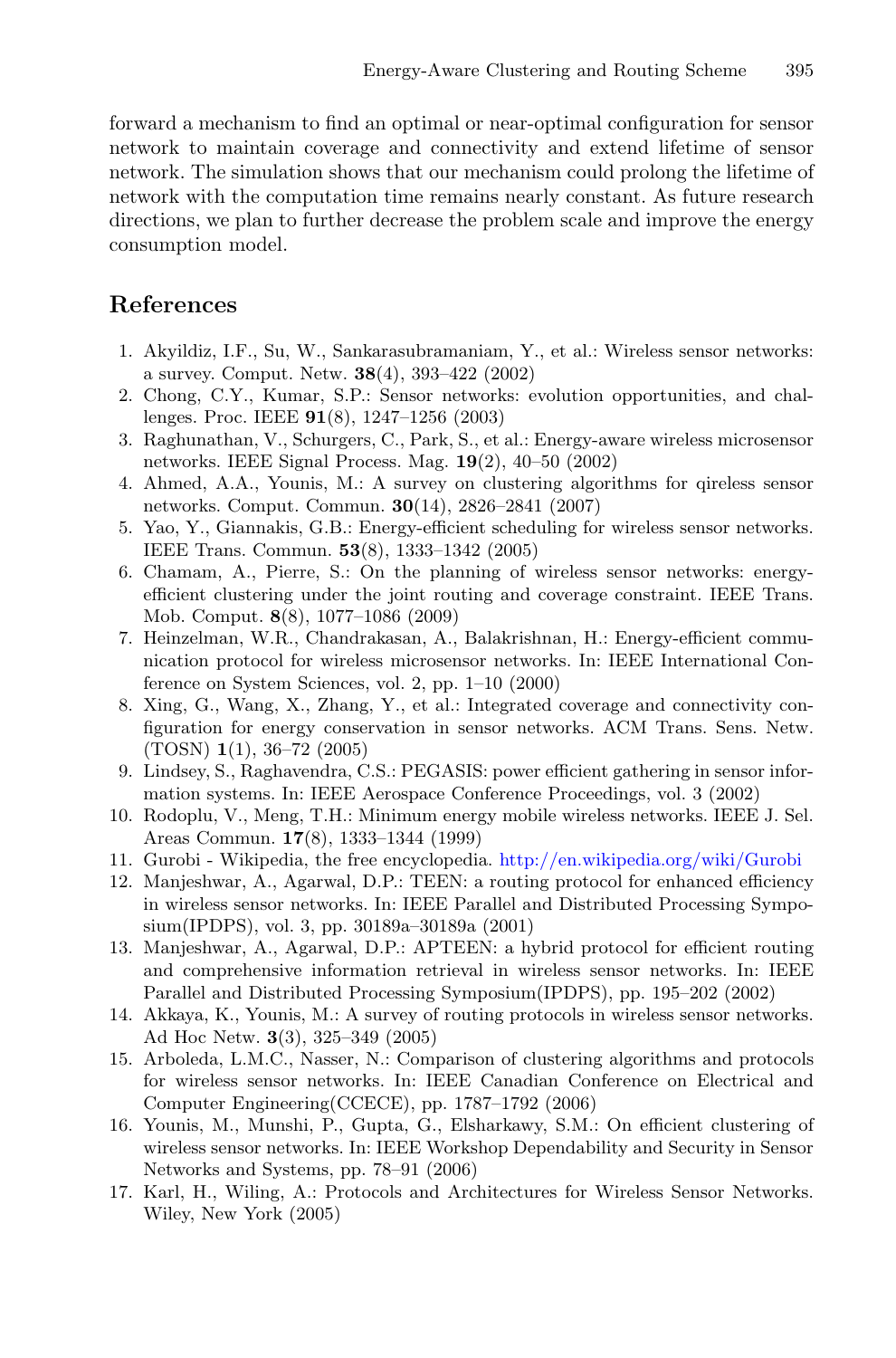forward a mechanism to find an optimal or near-optimal configuration for sensor network to maintain coverage and connectivity and extend lifetime of sensor network. The simulation shows that our mechanism could prolong the lifetime of network with the computation time remains nearly constant. As future research directions, we plan to further decrease the problem scale and improve the energy consumption model.

## References

1. Akyildiz, I.F., Su, W., Sankarasubramaniam, Y., et al.: Wireless sensor networks: a survey. Comput. Netw. **38**(4), 393–422 (2002)
2. Chong, C.Y., Kumar, S.P.: Sensor networks: evolution opportunities, and challenges. Proc. IEEE **91**(8), 1247–1256 (2003)
3. Raghunathan, V., Schurgers, C., Park, S., et al.: Energy-aware wireless microsensor networks. IEEE Signal Process. Mag. **19**(2), 40–50 (2002)
4. Ahmed, A.A., Younis, M.: A survey on clustering algorithms for qireless sensor networks. Comput. Commun. **30**(14), 2826–2841 (2007)
5. Yao, Y., Giannakis, G.B.: Energy-efficient scheduling for wireless sensor networks. IEEE Trans. Commun. **53**(8), 1333–1342 (2005)
6. Chamam, A., Pierre, S.: On the planning of wireless sensor networks: energy-efficient clustering under the joint routing and coverage constraint. IEEE Trans. Mob. Comput. **8**(8), 1077–1086 (2009)
7. Heinzelman, W.R., Chandrakasan, A., Balakrishnan, H.: Energy-efficient communication protocol for wireless microsensor networks. In: IEEE International Conference on System Sciences, vol. 2, pp. 1–10 (2000)
8. Xing, G., Wang, X., Zhang, Y., et al.: Integrated coverage and connectivity configuration for energy conservation in sensor networks. ACM Trans. Sens. Netw. (TOSN) **1**(1), 36–72 (2005)
9. Lindsey, S., Raghavendra, C.S.: PEGASIS: power efficient gathering in sensor information systems. In: IEEE Aerospace Conference Proceedings, vol. 3 (2002)
10. Rodoplu, V., Meng, T.H.: Minimum energy mobile wireless networks. IEEE J. Sel. Areas Commun. **17**(8), 1333–1344 (1999)
11. Gurobi - Wikipedia, the free encyclopedia. http://en.wikipedia.org/wiki/Gurobi
12. Manjeshwar, A., Agarwal, D.P.: TEEN: a routing protocol for enhanced efficiency in wireless sensor networks. In: IEEE Parallel and Distributed Processing Symposium(IPDPS), vol. 3, pp. 30189a–30189a (2001)
13. Manjeshwar, A., Agarwal, D.P.: APTEEN: a hybrid protocol for efficient routing and comprehensive information retrieval in wireless sensor networks. In: IEEE Parallel and Distributed Processing Symposium(IPDPS), pp. 195–202 (2002)
14. Akkaya, K., Younis, M.: A survey of routing protocols in wireless sensor networks. Ad Hoc Netw. **3**(3), 325–349 (2005)
15. Arboleda, L.M.C., Nasser, N.: Comparison of clustering algorithms and protocols for wireless sensor networks. In: IEEE Canadian Conference on Electrical and Computer Engineering(CCECE), pp. 1787–1792 (2006)
16. Younis, M., Munshi, P., Gupta, G., Elsharkawy, S.M.: On efficient clustering of wireless sensor networks. In: IEEE Workshop Dependability and Security in Sensor Networks and Systems, pp. 78–91 (2006)
17. Karl, H., Wiling, A.: Protocols and Architectures for Wireless Sensor Networks. Wiley, New York (2005)